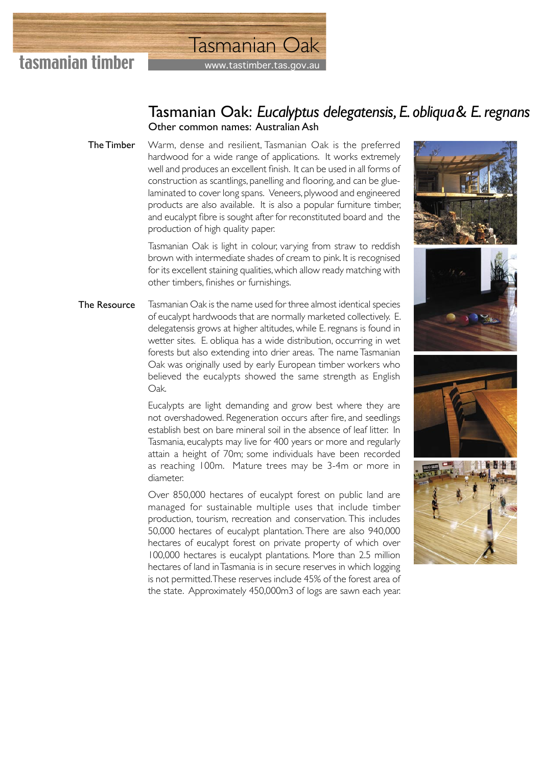# Tasmanian Oak

tasmanian timber

www.tastimber.tas.gov.au

## Tasmanian Oak: *Eucalyptus delegatensis, E. obliqua & E. regnans*

Other common names: Australian Ash

### The Timber

Warm, dense and resilient, Tasmanian Oak is the preferred hardwood for a wide range of applications. It works extremely well and produces an excellent finish. It can be used in all forms of construction as scantlings, panelling and flooring, and can be glue-laminated to cover long spans. Veneers, plywood and engineered products are also available. It is also a popular furniture timber, and eucalypt fibre is sought after for reconstituted board and the production of high quality paper.

Tasmanian Oak is light in colour, varying from straw to reddish brown with intermediate shades of cream to pink. It is recognised for its excellent staining qualities, which allow ready matching with other timbers, finishes or furnishings.

### The Resource

Tasmanian Oak is the name used for three almost identical species of eucalypt hardwoods that are normally marketed collectively. E. delegatensis grows at higher altitudes, while E. regnans is found in wetter sites. E. obliqua has a wide distribution, occurring in wet forests but also extending into drier areas. The name Tasmanian Oak was originally used by early European timber workers who believed the eucalypts showed the same strength as English Oak.

Eucalypts are light demanding and grow best where they are not overshadowed. Regeneration occurs after fire, and seedlings establish best on bare mineral soil in the absence of leaf litter. In Tasmania, eucalypts may live for 400 years or more and regularly attain a height of 70m; some individuals have been recorded as reaching 100m. Mature trees may be 3-4m or more in diameter.

Over 850,000 hectares of eucalypt forest on public land are managed for sustainable multiple uses that include timber production, tourism, recreation and conservation. This includes 50,000 hectares of eucalypt plantation. There are also 940,000 hectares of eucalypt forest on private property of which over 100,000 hectares is eucalypt plantations. More than 2.5 million hectares of land in Tasmania is in secure reserves in which logging is not permitted. These reserves include 45% of the forest area of the state. Approximately 450,000m3 of logs are sawn each year.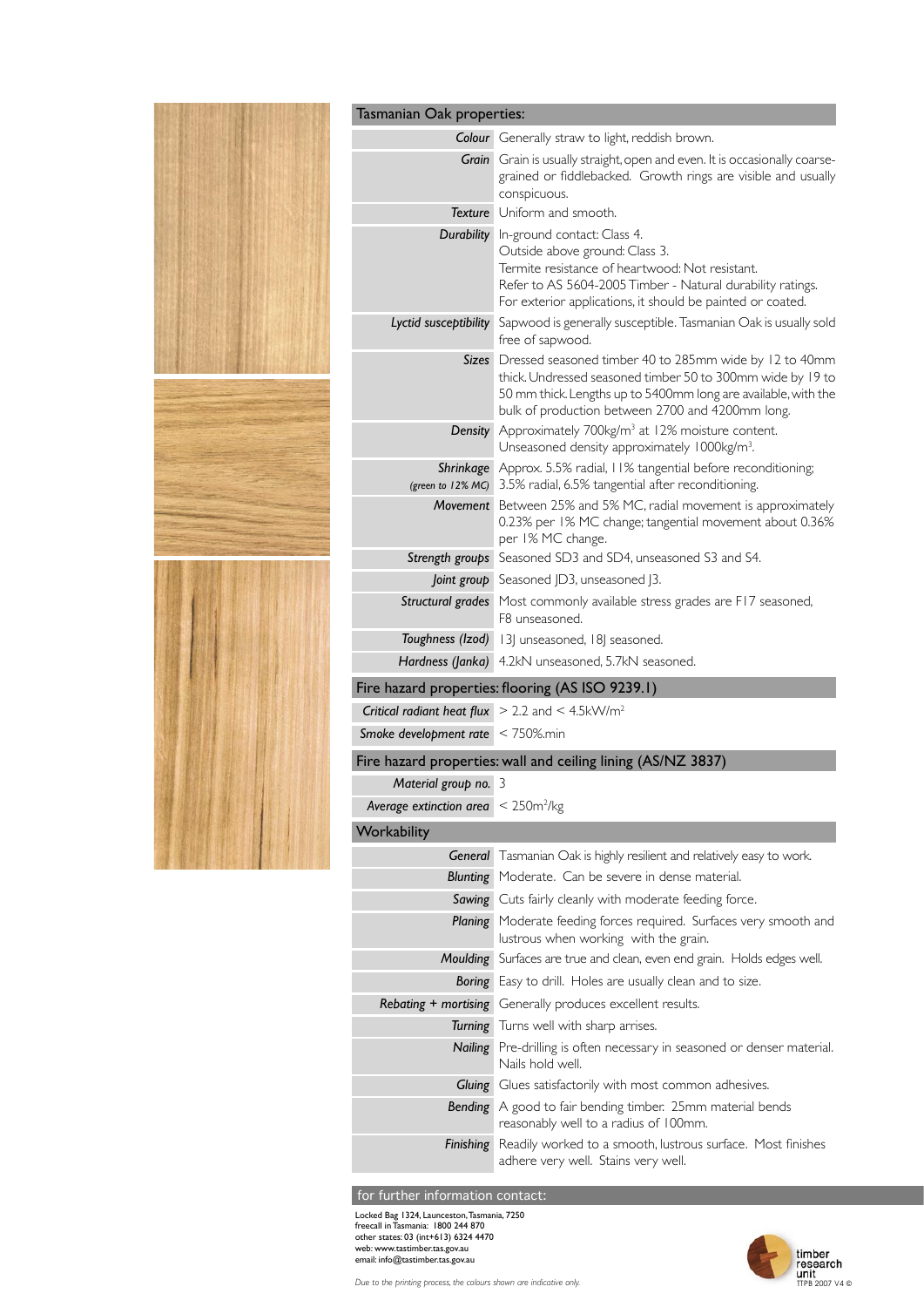## Tasmanian Oak properties:

| | |
|---|---|
| *Colour* | Generally straw to light, reddish brown. |
| *Grain* | Grain is usually straight, open and even. It is occasionally coarse-grained or fiddlebacked. Growth rings are visible and usually conspicuous. |
| *Texture* | Uniform and smooth. |
| *Durability* | In-ground contact: Class 4. Outside above ground: Class 3. Termite resistance of heartwood: Not resistant. Refer to AS 5604-2005 Timber - Natural durability ratings. For exterior applications, it should be painted or coated. |
| *Lyctid susceptibility* | Sapwood is generally susceptible. Tasmanian Oak is usually sold free of sapwood. |
| *Sizes* | Dressed seasoned timber 40 to 285mm wide by 12 to 40mm thick. Undressed seasoned timber 50 to 300mm wide by 19 to 50 mm thick. Lengths up to 5400mm long are available, with the bulk of production between 2700 and 4200mm long. |
| *Density* | Approximately 700kg/m$^3$ at 12% moisture content. Unseasoned density approximately 1000kg/m$^3$. |
| *Shrinkage (green to 12% MC)* | Approx. 5.5% radial, 11% tangential before reconditioning; 3.5% radial, 6.5% tangential after reconditioning. |
| *Movement* | Between 25% and 5% MC, radial movement is approximately 0.23% per 1% MC change; tangential movement about 0.36% per 1% MC change. |
| *Strength groups* | Seasoned SD3 and SD4, unseasoned S3 and S4. |
| *Joint group* | Seasoned JD3, unseasoned J3. |
| *Structural grades* | Most commonly available stress grades are F17 seasoned, F8 unseasoned. |
| *Toughness (Izod)* | 13J unseasoned, 18J seasoned. |
| *Hardness (Janka)* | 4.2kN unseasoned, 5.7kN seasoned. |

## Fire hazard properties: flooring (AS ISO 9239.1)

| | |
|---|---|
| *Critical radiant heat flux* | > 2.2 and < 4.5kW/m$^2$ |
| *Smoke development rate* | < 750%.min |

## Fire hazard properties: wall and ceiling lining (AS/NZ 3837)

| | |
|---|---|
| *Material group no.* | 3 |
| *Average extinction area* | < 250m$^2$/kg |

## Workability

| | |
|---|---|
| *General* | Tasmanian Oak is highly resilient and relatively easy to work. |
| *Blunting* | Moderate. Can be severe in dense material. |
| *Sawing* | Cuts fairly cleanly with moderate feeding force. |
| *Planing* | Moderate feeding forces required. Surfaces very smooth and lustrous when working with the grain. |
| *Moulding* | Surfaces are true and clean, even end grain. Holds edges well. |
| *Boring* | Easy to drill. Holes are usually clean and to size. |
| *Rebating + mortising* | Generally produces excellent results. |
| *Turning* | Turns well with sharp arrises. |
| *Nailing* | Pre-drilling is often necessary in seasoned or denser material. Nails hold well. |
| *Gluing* | Glues satisfactorily with most common adhesives. |
| *Bending* | A good to fair bending timber. 25mm material bends reasonably well to a radius of 100mm. |
| *Finishing* | Readily worked to a smooth, lustrous surface. Most finishes adhere very well. Stains very well. |

## for further information contact:

Locked Bag 1324, Launceston, Tasmania, 7250
freecall in Tasmania: 1800 244 870
other states: 03 (int+613) 6324 4470
web: www.tastimber.tas.gov.au
email: info@tastimber.tas.gov.au

*Due to the printing process, the colours shown are indicative only.*

timber research unit
TTPB 2007 V4 ©